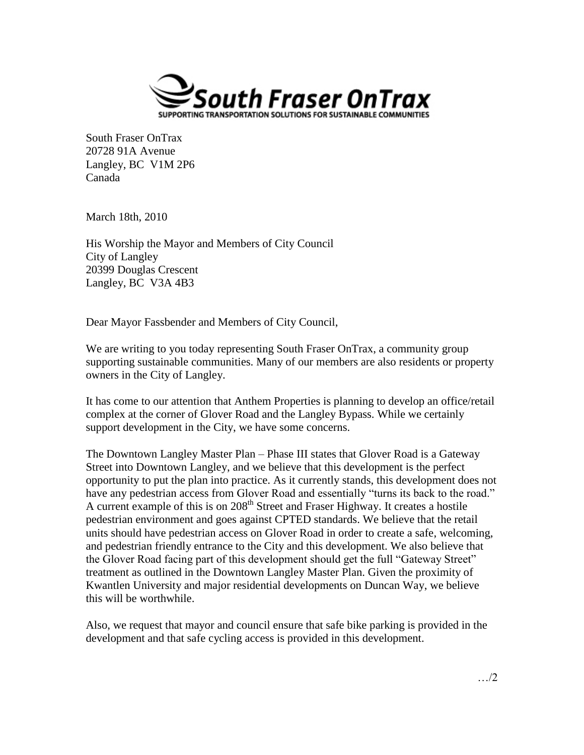**South Fraser OnTrax**
SUPPORTING TRANSPORTATION SOLUTIONS FOR SUSTAINABLE COMMUNITIES

South Fraser OnTrax
20728 91A Avenue
Langley, BC V1M 2P6
Canada

March 18th, 2010

His Worship the Mayor and Members of City Council
City of Langley
20399 Douglas Crescent
Langley, BC V3A 4B3

Dear Mayor Fassbender and Members of City Council,

We are writing to you today representing South Fraser OnTrax, a community group supporting sustainable communities. Many of our members are also residents or property owners in the City of Langley.

It has come to our attention that Anthem Properties is planning to develop an office/retail complex at the corner of Glover Road and the Langley Bypass. While we certainly support development in the City, we have some concerns.

The Downtown Langley Master Plan – Phase III states that Glover Road is a Gateway Street into Downtown Langley, and we believe that this development is the perfect opportunity to put the plan into practice. As it currently stands, this development does not have any pedestrian access from Glover Road and essentially "turns its back to the road." A current example of this is on 208th Street and Fraser Highway. It creates a hostile pedestrian environment and goes against CPTED standards. We believe that the retail units should have pedestrian access on Glover Road in order to create a safe, welcoming, and pedestrian friendly entrance to the City and this development. We also believe that the Glover Road facing part of this development should get the full "Gateway Street" treatment as outlined in the Downtown Langley Master Plan. Given the proximity of Kwantlen University and major residential developments on Duncan Way, we believe this will be worthwhile.

Also, we request that mayor and council ensure that safe bike parking is provided in the development and that safe cycling access is provided in this development.

…/2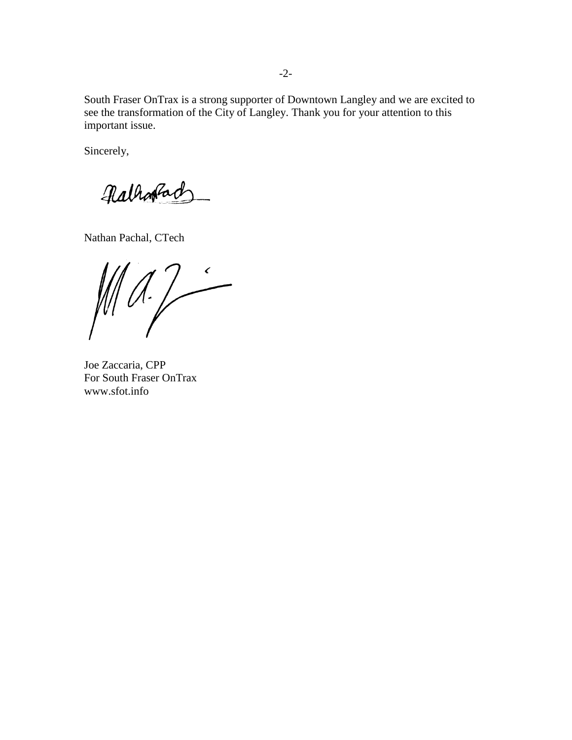South Fraser OnTrax is a strong supporter of Downtown Langley and we are excited to see the transformation of the City of Langley. Thank you for your attention to this important issue.

Sincerely,

Nathan Pachal, CTech

Joe Zaccaria, CPP
For South Fraser OnTrax
www.sfot.info